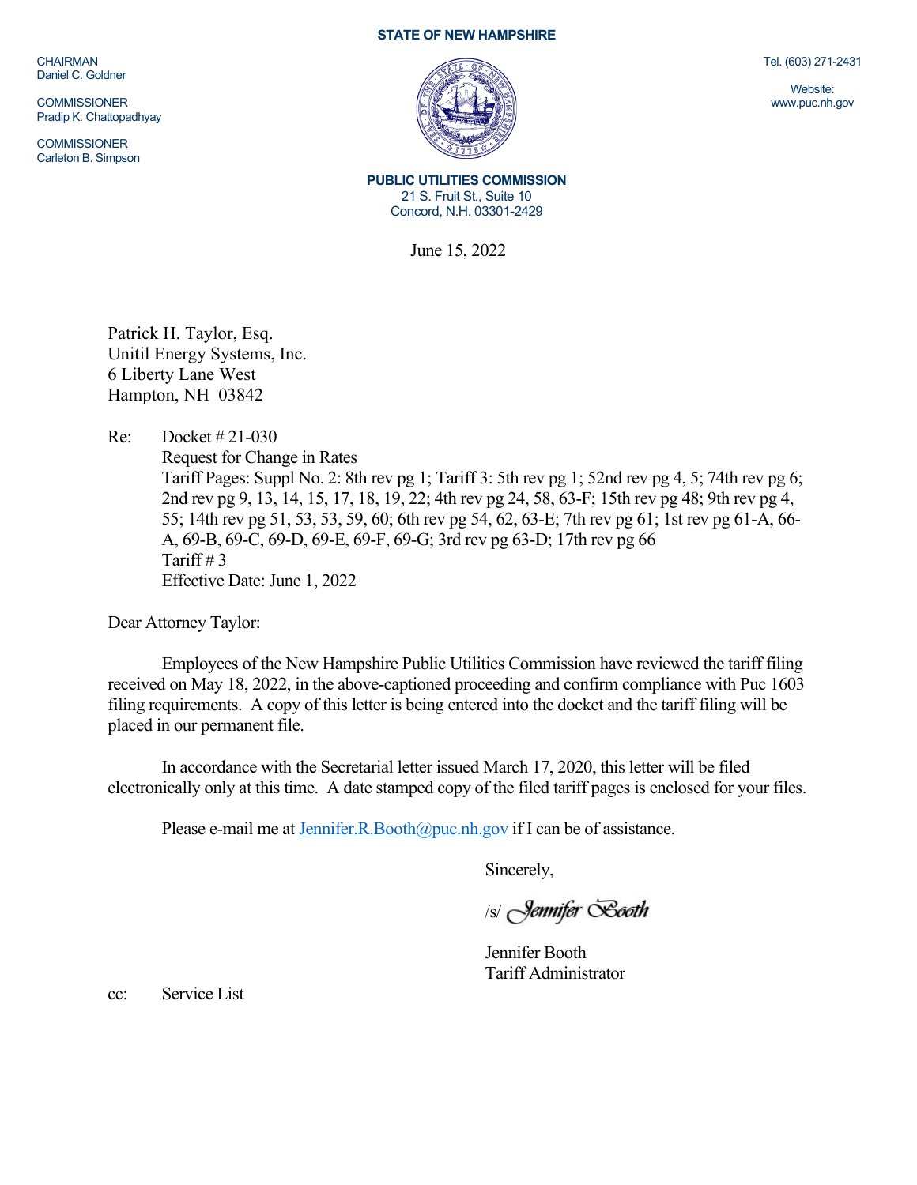**STATE OF NEW HAMPSHIRE**

CHAIRMAN
Daniel C. Goldner

COMMISSIONER
Pradip K. Chattopadhyay

COMMISSIONER
Carleton B. Simpson

Tel. (603) 271-2431

Website:
www.puc.nh.gov

**PUBLIC UTILITIES COMMISSION**
21 S. Fruit St., Suite 10
Concord, N.H. 03301-2429

June 15, 2022

Patrick H. Taylor, Esq.
Unitil Energy Systems, Inc.
6 Liberty Lane West
Hampton, NH 03842

Re: Docket # 21-030
Request for Change in Rates
Tariff Pages: Suppl No. 2: 8th rev pg 1; Tariff 3: 5th rev pg 1; 52nd rev pg 4, 5; 74th rev pg 6; 2nd rev pg 9, 13, 14, 15, 17, 18, 19, 22; 4th rev pg 24, 58, 63-F; 15th rev pg 48; 9th rev pg 4, 55; 14th rev pg 51, 53, 53, 59, 60; 6th rev pg 54, 62, 63-E; 7th rev pg 61; 1st rev pg 61-A, 66-A, 69-B, 69-C, 69-D, 69-E, 69-F, 69-G; 3rd rev pg 63-D; 17th rev pg 66
Tariff # 3
Effective Date: June 1, 2022

Dear Attorney Taylor:

Employees of the New Hampshire Public Utilities Commission have reviewed the tariff filing received on May 18, 2022, in the above-captioned proceeding and confirm compliance with Puc 1603 filing requirements. A copy of this letter is being entered into the docket and the tariff filing will be placed in our permanent file.

In accordance with the Secretarial letter issued March 17, 2020, this letter will be filed electronically only at this time. A date stamped copy of the filed tariff pages is enclosed for your files.

Please e-mail me at Jennifer.R.Booth@puc.nh.gov if I can be of assistance.

Sincerely,

/s/ Jennifer Booth

Jennifer Booth
Tariff Administrator

cc: Service List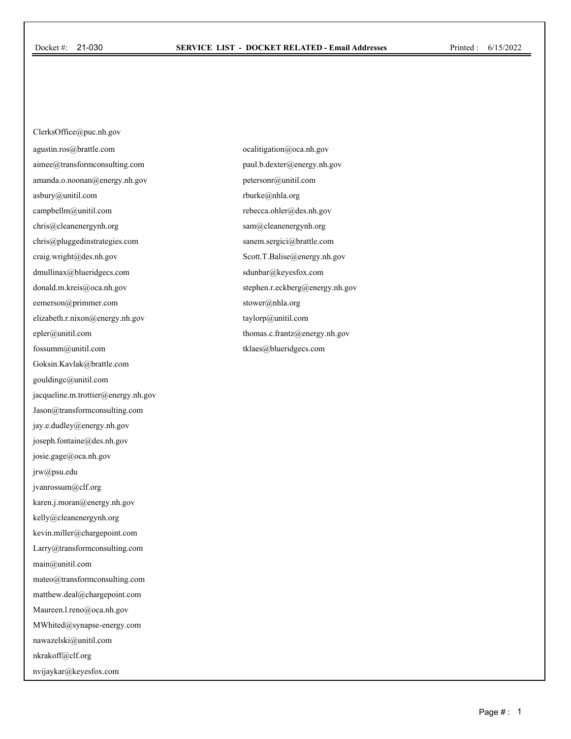Docket #: 21-030 **SERVICE LIST - DOCKET RELATED - Email Addresses** Printed : 6/15/2022

ClerksOffice@puc.nh.gov

agustin.ros@brattle.com
aimee@transformconsulting.com
amanda.o.noonan@energy.nh.gov
asbury@unitil.com
campbellm@unitil.com
chris@cleanenergynh.org
chris@pluggedinstrategies.com
craig.wright@des.nh.gov
dmullinax@blueridgecs.com
donald.m.kreis@oca.nh.gov
eemerson@primmer.com
elizabeth.r.nixon@energy.nh.gov
epler@unitil.com
fossumm@unitil.com
Goksin.Kavlak@brattle.com
gouldingc@unitil.com
jacqueline.m.trottier@energy.nh.gov
Jason@transformconsulting.com
jay.e.dudley@energy.nh.gov
joseph.fontaine@des.nh.gov
josie.gage@oca.nh.gov
jrw@psu.edu
jvanrossum@clf.org
karen.j.moran@energy.nh.gov
kelly@cleanenergynh.org
kevin.miller@chargepoint.com
Larry@transformconsulting.com
main@unitil.com
mateo@transformconsulting.com
matthew.deal@chargepoint.com
Maureen.l.reno@oca.nh.gov
MWhited@synapse-energy.com
nawazelski@unitil.com
nkrakoff@clf.org
nvijaykar@keyesfox.com
ocalitigation@oca.nh.gov
paul.b.dexter@energy.nh.gov
petersonr@unitil.com
rburke@nhla.org
rebecca.ohler@des.nh.gov
sam@cleanenergynh.org
sanem.sergici@brattle.com
Scott.T.Balise@energy.nh.gov
sdunbar@keyesfox.com
stephen.r.eckberg@energy.nh.gov
stower@nhla.org
taylorp@unitil.com
thomas.c.frantz@energy.nh.gov
tklaes@blueridgecs.com